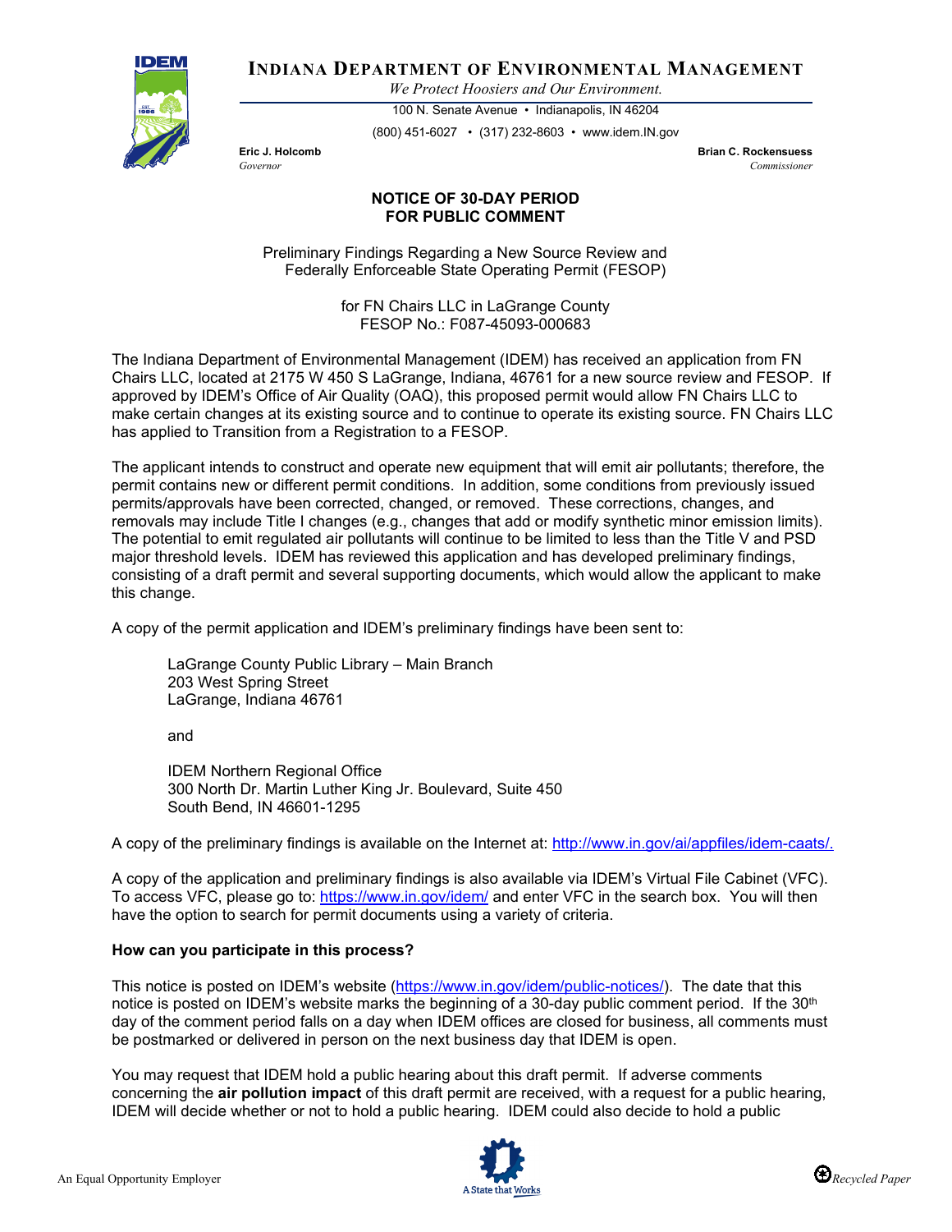# INDIANA DEPARTMENT OF ENVIRONMENTAL MANAGEMENT

*We Protect Hoosiers and Our Environment.*

100 N. Senate Avenue • Indianapolis, IN 46204

(800) 451-6027 • (317) 232-8603 • www.idem.IN.gov

**Eric J. Holcomb**
*Governor*

**Brian C. Rockensuess**
*Commissioner*

## NOTICE OF 30-DAY PERIOD FOR PUBLIC COMMENT

Preliminary Findings Regarding a New Source Review and Federally Enforceable State Operating Permit (FESOP)

for FN Chairs LLC in LaGrange County
FESOP No.: F087-45093-000683

The Indiana Department of Environmental Management (IDEM) has received an application from FN Chairs LLC, located at 2175 W 450 S LaGrange, Indiana, 46761 for a new source review and FESOP. If approved by IDEM's Office of Air Quality (OAQ), this proposed permit would allow FN Chairs LLC to make certain changes at its existing source and to continue to operate its existing source. FN Chairs LLC has applied to Transition from a Registration to a FESOP.

The applicant intends to construct and operate new equipment that will emit air pollutants; therefore, the permit contains new or different permit conditions. In addition, some conditions from previously issued permits/approvals have been corrected, changed, or removed. These corrections, changes, and removals may include Title I changes (e.g., changes that add or modify synthetic minor emission limits). The potential to emit regulated air pollutants will continue to be limited to less than the Title V and PSD major threshold levels. IDEM has reviewed this application and has developed preliminary findings, consisting of a draft permit and several supporting documents, which would allow the applicant to make this change.

A copy of the permit application and IDEM's preliminary findings have been sent to:

LaGrange County Public Library – Main Branch
203 West Spring Street
LaGrange, Indiana 46761

and

IDEM Northern Regional Office
300 North Dr. Martin Luther King Jr. Boulevard, Suite 450
South Bend, IN 46601-1295

A copy of the preliminary findings is available on the Internet at: http://www.in.gov/ai/appfiles/idem-caats/.

A copy of the application and preliminary findings is also available via IDEM's Virtual File Cabinet (VFC). To access VFC, please go to: https://www.in.gov/idem/ and enter VFC in the search box. You will then have the option to search for permit documents using a variety of criteria.

**How can you participate in this process?**

This notice is posted on IDEM's website (https://www.in.gov/idem/public-notices/). The date that this notice is posted on IDEM's website marks the beginning of a 30-day public comment period. If the 30th day of the comment period falls on a day when IDEM offices are closed for business, all comments must be postmarked or delivered in person on the next business day that IDEM is open.

You may request that IDEM hold a public hearing about this draft permit. If adverse comments concerning the **air pollution impact** of this draft permit are received, with a request for a public hearing, IDEM will decide whether or not to hold a public hearing. IDEM could also decide to hold a public

An Equal Opportunity Employer

Recycled Paper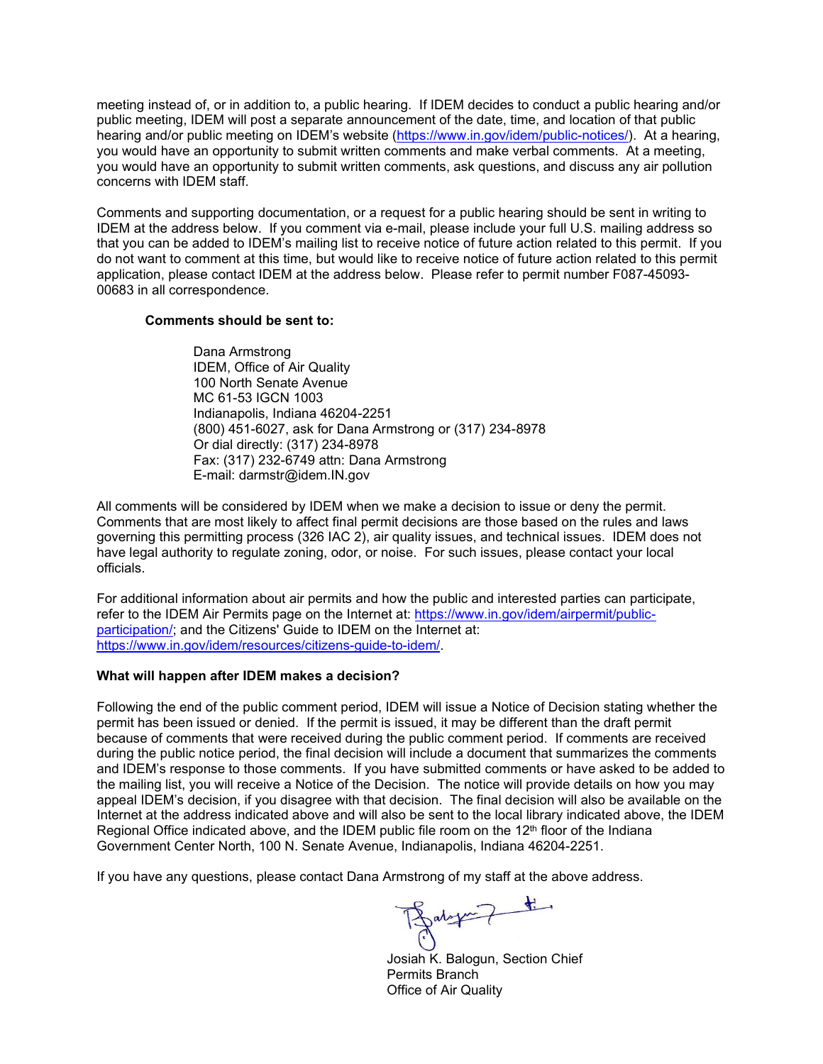meeting instead of, or in addition to, a public hearing. If IDEM decides to conduct a public hearing and/or public meeting, IDEM will post a separate announcement of the date, time, and location of that public hearing and/or public meeting on IDEM's website (https://www.in.gov/idem/public-notices/). At a hearing, you would have an opportunity to submit written comments and make verbal comments. At a meeting, you would have an opportunity to submit written comments, ask questions, and discuss any air pollution concerns with IDEM staff.

Comments and supporting documentation, or a request for a public hearing should be sent in writing to IDEM at the address below. If you comment via e-mail, please include your full U.S. mailing address so that you can be added to IDEM's mailing list to receive notice of future action related to this permit. If you do not want to comment at this time, but would like to receive notice of future action related to this permit application, please contact IDEM at the address below. Please refer to permit number F087-45093-00683 in all correspondence.

**Comments should be sent to:**

Dana Armstrong
IDEM, Office of Air Quality
100 North Senate Avenue
MC 61-53 IGCN 1003
Indianapolis, Indiana 46204-2251
(800) 451-6027, ask for Dana Armstrong or (317) 234-8978
Or dial directly: (317) 234-8978
Fax: (317) 232-6749 attn: Dana Armstrong
E-mail: darmstr@idem.IN.gov

All comments will be considered by IDEM when we make a decision to issue or deny the permit. Comments that are most likely to affect final permit decisions are those based on the rules and laws governing this permitting process (326 IAC 2), air quality issues, and technical issues. IDEM does not have legal authority to regulate zoning, odor, or noise. For such issues, please contact your local officials.

For additional information about air permits and how the public and interested parties can participate, refer to the IDEM Air Permits page on the Internet at: https://www.in.gov/idem/airpermit/public-participation/; and the Citizens' Guide to IDEM on the Internet at: https://www.in.gov/idem/resources/citizens-guide-to-idem/.

**What will happen after IDEM makes a decision?**

Following the end of the public comment period, IDEM will issue a Notice of Decision stating whether the permit has been issued or denied. If the permit is issued, it may be different than the draft permit because of comments that were received during the public comment period. If comments are received during the public notice period, the final decision will include a document that summarizes the comments and IDEM's response to those comments. If you have submitted comments or have asked to be added to the mailing list, you will receive a Notice of the Decision. The notice will provide details on how you may appeal IDEM's decision, if you disagree with that decision. The final decision will also be available on the Internet at the address indicated above and will also be sent to the local library indicated above, the IDEM Regional Office indicated above, and the IDEM public file room on the 12th floor of the Indiana Government Center North, 100 N. Senate Avenue, Indianapolis, Indiana 46204-2251.

If you have any questions, please contact Dana Armstrong of my staff at the above address.

Josiah K. Balogun, Section Chief
Permits Branch
Office of Air Quality